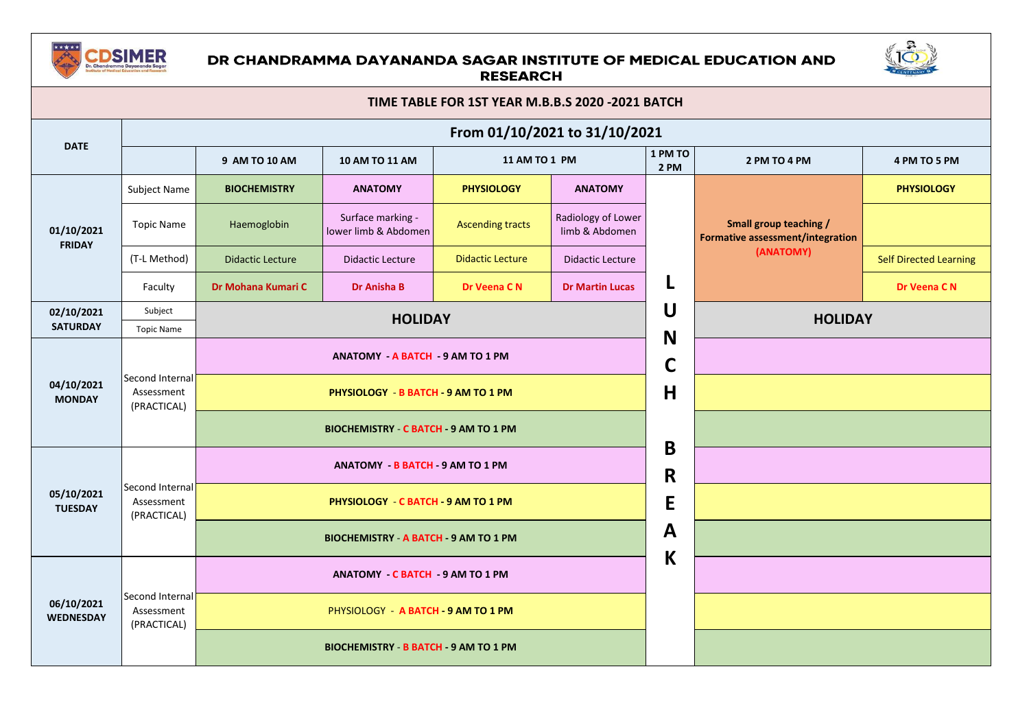# DR CHANDRAMMA DAYANANDA SAGAR INSTITUTE OF MEDICAL EDUCATION AND RESEARCH

## TIME TABLE FOR 1ST YEAR M.B.B.S 2020 -2021 BATCH

| DATE | From 01/10/2021 to 31/10/2021 | | | | | | | |
|---|---|---|---|---|---|---|---|---|
| | | 9 AM TO 10 AM | 10 AM TO 11 AM | 11 AM TO 1 PM | | 1 PM TO 2 PM | 2 PM TO 4 PM | 4 PM TO 5 PM |
| **01/10/2021 FRIDAY** | Subject Name | **BIOCHEMISTRY** | **ANATOMY** | **PHYSIOLOGY** | **ANATOMY** | LUNCH BREAK | **Small group teaching / Formative assessment/integration (ANATOMY)** | **PHYSIOLOGY** |
| | Topic Name | Haemoglobin | Surface marking - lower limb & Abdomen | Ascending tracts | Radiology of Lower limb & Abdomen | | | |
| | (T-L Method) | Didactic Lecture | Didactic Lecture | Didactic Lecture | Didactic Lecture | | | Self Directed Learning |
| | Faculty | **Dr Mohana Kumari C** | **Dr Anisha B** | **Dr Veena C N** | **Dr Martin Lucas** | | | **Dr Veena C N** |
| **02/10/2021 SATURDAY** | Subject / Topic Name | **HOLIDAY** | | | | | **HOLIDAY** | |
| **04/10/2021 MONDAY** | Second Internal Assessment (PRACTICAL) | **ANATOMY - A BATCH - 9 AM TO 1 PM** | | | | | | |
| | | **PHYSIOLOGY - B BATCH - 9 AM TO 1 PM** | | | | | | |
| | | **BIOCHEMISTRY - C BATCH - 9 AM TO 1 PM** | | | | | | |
| **05/10/2021 TUESDAY** | Second Internal Assessment (PRACTICAL) | **ANATOMY - B BATCH - 9 AM TO 1 PM** | | | | | | |
| | | **PHYSIOLOGY - C BATCH - 9 AM TO 1 PM** | | | | | | |
| | | **BIOCHEMISTRY - A BATCH - 9 AM TO 1 PM** | | | | | | |
| **06/10/2021 WEDNESDAY** | Second Internal Assessment (PRACTICAL) | **ANATOMY - C BATCH - 9 AM TO 1 PM** | | | | | | |
| | | PHYSIOLOGY - **A BATCH - 9 AM TO 1 PM** | | | | | | |
| | | **BIOCHEMISTRY - B BATCH - 9 AM TO 1 PM** | | | | | | |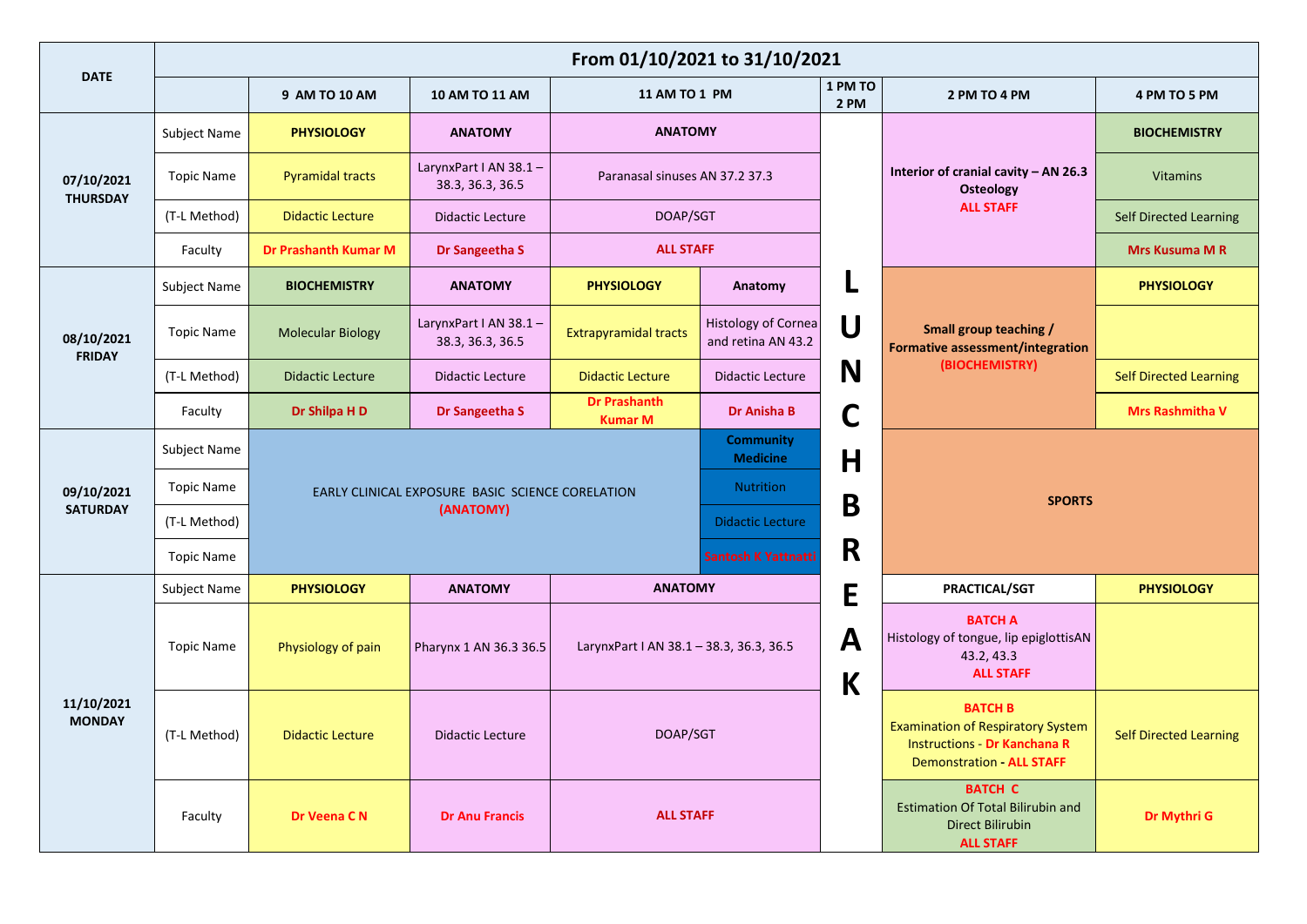| DATE | From 01/10/2021 to 31/10/2021 | | | | | | | |
|---|---|---|---|---|---|---|---|---|
| | | 9 AM TO 10 AM | 10 AM TO 11 AM | 11 AM TO 1 PM | | 1 PM TO 2 PM | 2 PM TO 4 PM | 4 PM TO 5 PM |
| **07/10/2021 THURSDAY** | Subject Name | **PHYSIOLOGY** | **ANATOMY** | **ANATOMY** | | **LUNCH BREAK** | **Interior of cranial cavity – AN 26.3 Osteology** **ALL STAFF** | **BIOCHEMISTRY** |
| | Topic Name | Pyramidal tracts | LarynxPart I AN 38.1 – 38.3, 36.3, 36.5 | Paranasal sinuses AN 37.2 37.3 | | | | Vitamins |
| | (T-L Method) | Didactic Lecture | Didactic Lecture | DOAP/SGT | | | | Self Directed Learning |
| | Faculty | **Dr Prashanth Kumar M** | **Dr Sangeetha S** | **ALL STAFF** | | | | **Mrs Kusuma M R** |
| **08/10/2021 FRIDAY** | Subject Name | **BIOCHEMISTRY** | **ANATOMY** | **PHYSIOLOGY** | **Anatomy** | | **Small group teaching / Formative assessment/integration** **(BIOCHEMISTRY)** | **PHYSIOLOGY** |
| | Topic Name | Molecular Biology | LarynxPart I AN 38.1 – 38.3, 36.3, 36.5 | Extrapyramidal tracts | Histology of Cornea and retina AN 43.2 | | | |
| | (T-L Method) | Didactic Lecture | Didactic Lecture | Didactic Lecture | Didactic Lecture | | | Self Directed Learning |
| | Faculty | **Dr Shilpa H D** | **Dr Sangeetha S** | **Dr Prashanth Kumar M** | **Dr Anisha B** | | | **Mrs Rashmitha V** |
| **09/10/2021 SATURDAY** | Subject Name | EARLY CLINICAL EXPOSURE BASIC SCIENCE CORELATION **(ANATOMY)** | | | **Community Medicine** | | **SPORTS** | |
| | Topic Name | | | | Nutrition | | | |
| | (T-L Method) | | | | Didactic Lecture | | | |
| | Topic Name | | | | **Santosh K Yatnatti** | | | |
| **11/10/2021 MONDAY** | Subject Name | **PHYSIOLOGY** | **ANATOMY** | **ANATOMY** | | | **PRACTICAL/SGT** | **PHYSIOLOGY** |
| | Topic Name | Physiology of pain | Pharynx 1 AN 36.3 36.5 | LarynxPart I AN 38.1 – 38.3, 36.3, 36.5 | | | **BATCH A** Histology of tongue, lip epiglottisAN 43.2, 43.3 **ALL STAFF** | |
| | (T-L Method) | Didactic Lecture | Didactic Lecture | DOAP/SGT | | | **BATCH B** Examination of Respiratory System Instructions - **Dr Kanchana R** Demonstration - **ALL STAFF** | Self Directed Learning |
| | Faculty | **Dr Veena C N** | **Dr Anu Francis** | **ALL STAFF** | | | **BATCH C** Estimation Of Total Bilirubin and Direct Bilirubin **ALL STAFF** | **Dr Mythri G** |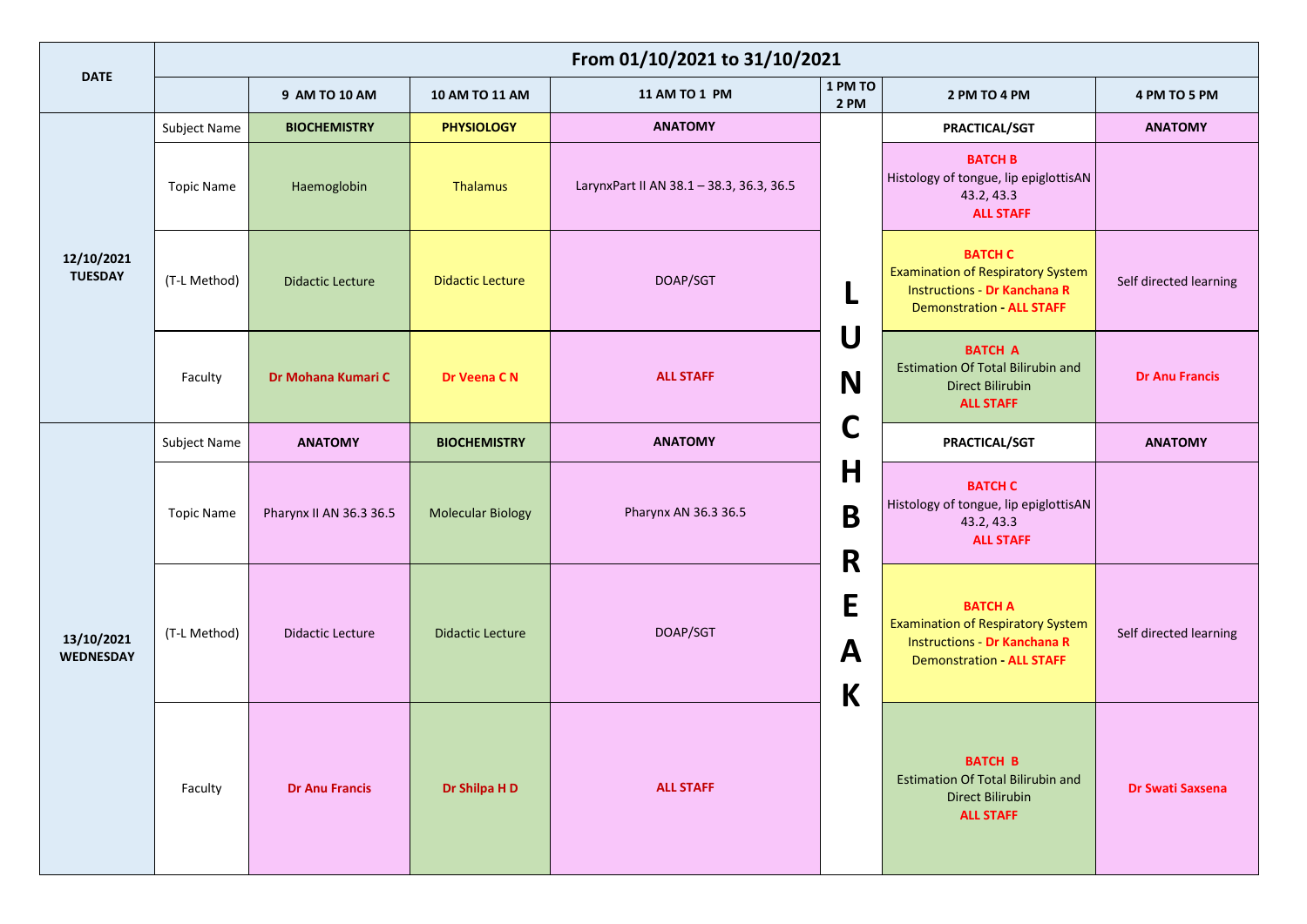| DATE | From 01/10/2021 to 31/10/2021 | | | | | | |
|---|---|---|---|---|---|---|---|
| | | 9 AM TO 10 AM | 10 AM TO 11 AM | 11 AM TO 1 PM | 1 PM TO 2 PM | 2 PM TO 4 PM | 4 PM TO 5 PM |
| 12/10/2021 TUESDAY | Subject Name | **BIOCHEMISTRY** | **PHYSIOLOGY** | **ANATOMY** | LUNCH BREAK | **PRACTICAL/SGT** | **ANATOMY** |
| | Topic Name | Haemoglobin | Thalamus | LarynxPart II AN 38.1 – 38.3, 36.3, 36.5 | | **BATCH B** Histology of tongue, lip epiglottisAN 43.2, 43.3 **ALL STAFF** | |
| | (T-L Method) | Didactic Lecture | Didactic Lecture | DOAP/SGT | | **BATCH C** Examination of Respiratory System Instructions - **Dr Kanchana R** Demonstration - **ALL STAFF** | Self directed learning |
| | Faculty | **Dr Mohana Kumari C** | **Dr Veena C N** | **ALL STAFF** | | **BATCH A** Estimation Of Total Bilirubin and Direct Bilirubin **ALL STAFF** | **Dr Anu Francis** |
| 13/10/2021 WEDNESDAY | Subject Name | **ANATOMY** | **BIOCHEMISTRY** | **ANATOMY** | | **PRACTICAL/SGT** | **ANATOMY** |
| | Topic Name | Pharynx II AN 36.3 36.5 | Molecular Biology | Pharynx AN 36.3 36.5 | | **BATCH C** Histology of tongue, lip epiglottisAN 43.2, 43.3 **ALL STAFF** | |
| | (T-L Method) | Didactic Lecture | Didactic Lecture | DOAP/SGT | | **BATCH A** Examination of Respiratory System Instructions - **Dr Kanchana R** Demonstration - **ALL STAFF** | Self directed learning |
| | Faculty | **Dr Anu Francis** | **Dr Shilpa H D** | **ALL STAFF** | | **BATCH B** Estimation Of Total Bilirubin and Direct Bilirubin **ALL STAFF** | **Dr Swati Saxsena** |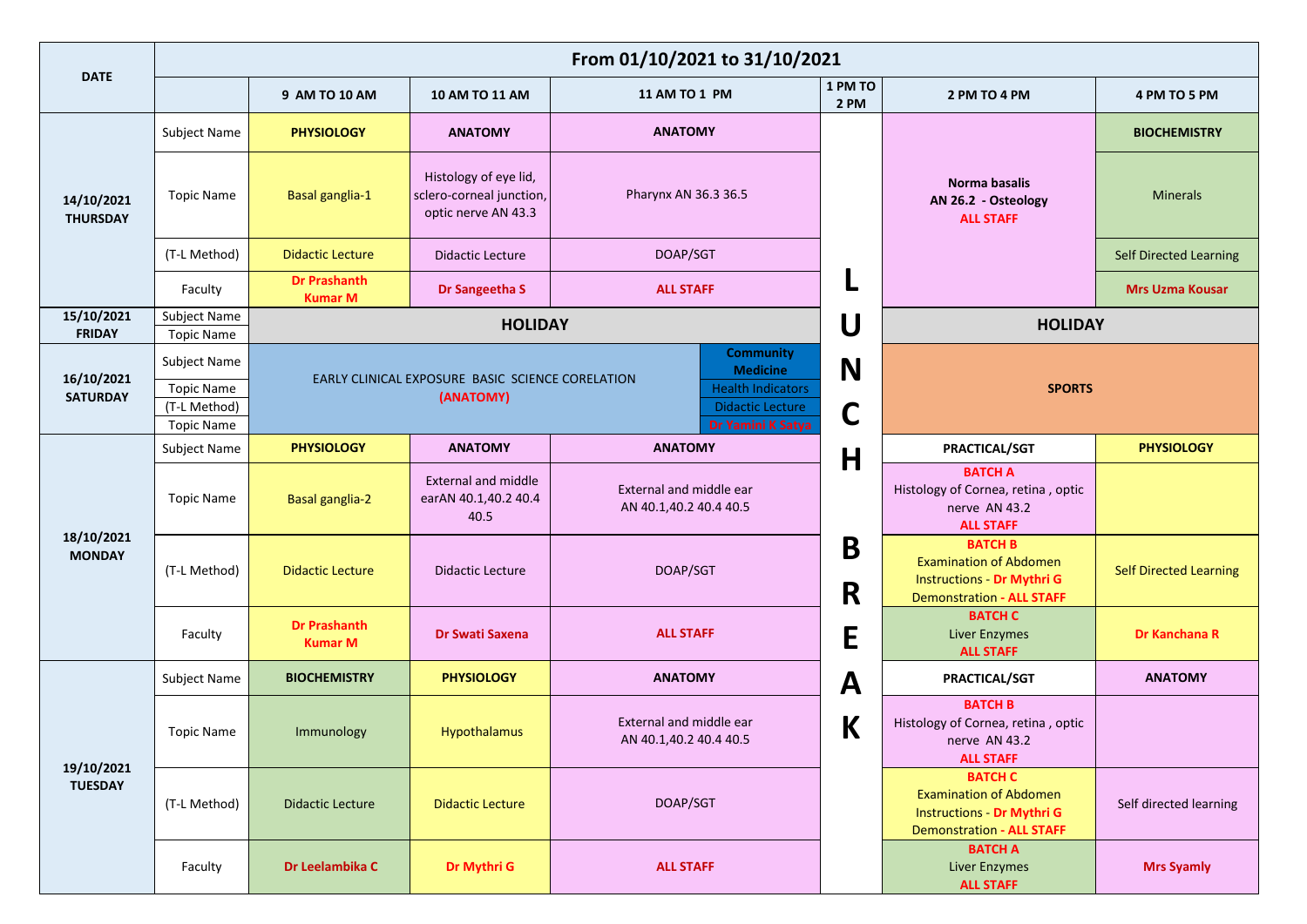| DATE | From 01/10/2021 to 31/10/2021 | | | | | | |
|---|---|---|---|---|---|---|---|
| | | 9 AM TO 10 AM | 10 AM TO 11 AM | 11 AM TO 1 PM | 1 PM TO 2 PM | 2 PM TO 4 PM | 4 PM TO 5 PM |
| 14/10/2021 THURSDAY | Subject Name | PHYSIOLOGY | ANATOMY | ANATOMY | LUNCH BREAK | Norma basalis AN 26.2 - Osteology ALL STAFF | BIOCHEMISTRY |
| | Topic Name | Basal ganglia-1 | Histology of eye lid, sclero-corneal junction, optic nerve AN 43.3 | Pharynx AN 36.3 36.5 | | | Minerals |
| | (T-L Method) | Didactic Lecture | Didactic Lecture | DOAP/SGT | | | Self Directed Learning |
| | Faculty | Dr Prashanth Kumar M | Dr Sangeetha S | ALL STAFF | | | Mrs Uzma Kousar |
| 15/10/2021 FRIDAY | Subject Name | HOLIDAY | | | | HOLIDAY | |
| | Topic Name | | | | | | |
| 16/10/2021 SATURDAY | Subject Name | EARLY CLINICAL EXPOSURE BASIC SCIENCE CORELATION (ANATOMY) | | Community Medicine | | SPORTS | |
| | Topic Name | | | Health Indicators | | | |
| | (T-L Method) | | | Didactic Lecture | | | |
| | Topic Name | | | Dr Yamini K Satya | | | |
| 18/10/2021 MONDAY | Subject Name | PHYSIOLOGY | ANATOMY | ANATOMY | | PRACTICAL/SGT | PHYSIOLOGY |
| | Topic Name | Basal ganglia-2 | External and middle earAN 40.1,40.2 40.4 40.5 | External and middle ear AN 40.1,40.2 40.4 40.5 | | BATCH A Histology of Cornea, retina , optic nerve AN 43.2 ALL STAFF | |
| | (T-L Method) | Didactic Lecture | Didactic Lecture | DOAP/SGT | | BATCH B Examination of Abdomen Instructions - Dr Mythri G Demonstration - ALL STAFF | Self Directed Learning |
| | Faculty | Dr Prashanth Kumar M | Dr Swati Saxena | ALL STAFF | | BATCH C Liver Enzymes ALL STAFF | Dr Kanchana R |
| 19/10/2021 TUESDAY | Subject Name | BIOCHEMISTRY | PHYSIOLOGY | ANATOMY | | PRACTICAL/SGT | ANATOMY |
| | Topic Name | Immunology | Hypothalamus | External and middle ear AN 40.1,40.2 40.4 40.5 | | BATCH B Histology of Cornea, retina , optic nerve AN 43.2 ALL STAFF | |
| | (T-L Method) | Didactic Lecture | Didactic Lecture | DOAP/SGT | | BATCH C Examination of Abdomen Instructions - Dr Mythri G Demonstration - ALL STAFF | Self directed learning |
| | Faculty | Dr Leelambika C | Dr Mythri G | ALL STAFF | | BATCH A Liver Enzymes ALL STAFF | Mrs Syamly |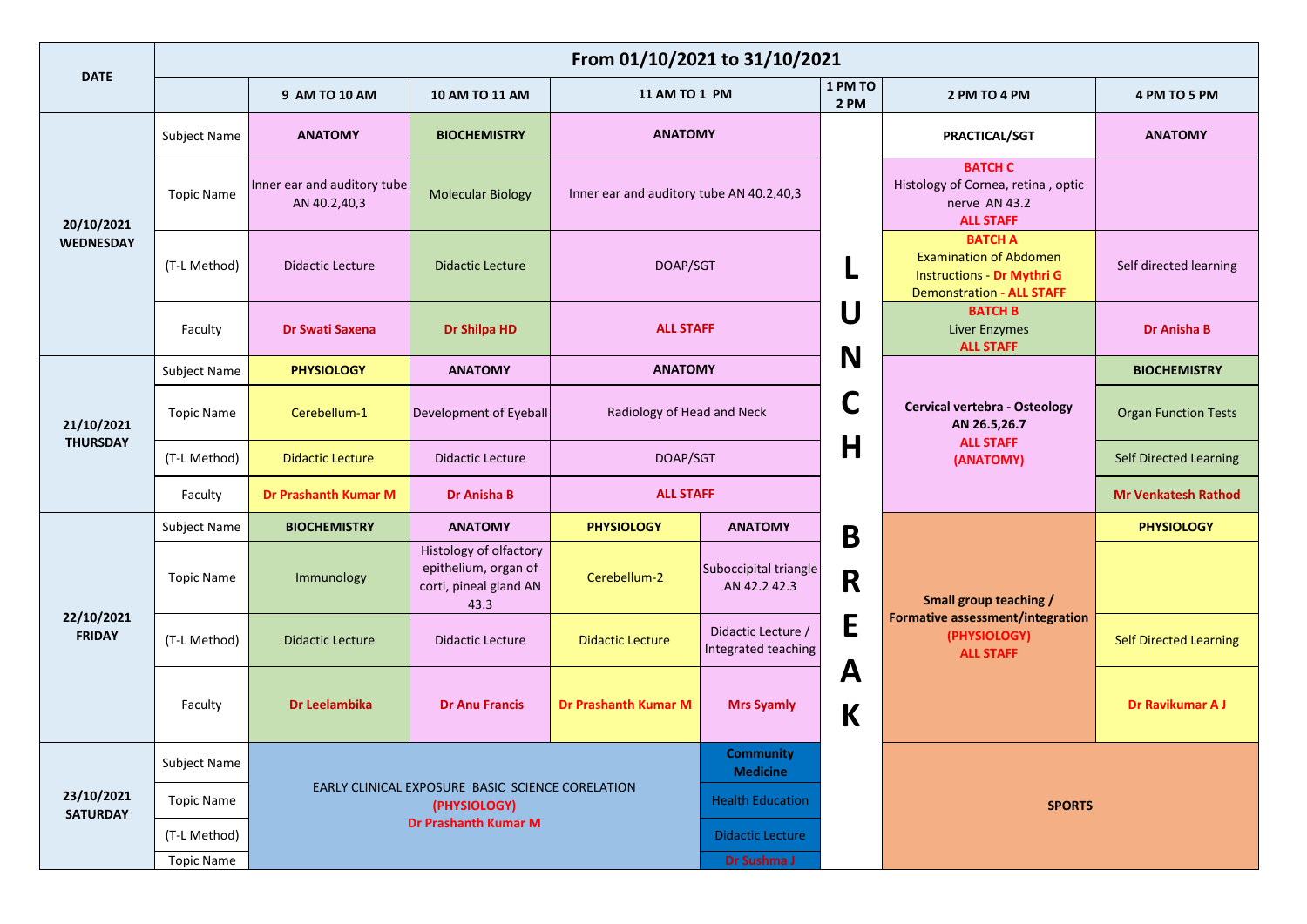| DATE | From 01/10/2021 to 31/10/2021 | | | | | | | |
|---|---|---|---|---|---|---|---|---|
| | | 9 AM TO 10 AM | 10 AM TO 11 AM | 11 AM TO 1 PM | | 1 PM TO 2 PM | 2 PM TO 4 PM | 4 PM TO 5 PM |
| **20/10/2021 WEDNESDAY** | Subject Name | **ANATOMY** | **BIOCHEMISTRY** | **ANATOMY** | | **LUNCH BREAK** | **PRACTICAL/SGT** | **ANATOMY** |
| | Topic Name | Inner ear and auditory tube AN 40.2,40,3 | Molecular Biology | Inner ear and auditory tube AN 40.2,40,3 | | | **BATCH C** Histology of Cornea, retina , optic nerve AN 43.2 **ALL STAFF** | |
| | (T-L Method) | Didactic Lecture | Didactic Lecture | DOAP/SGT | | | **BATCH A** Examination of Abdomen Instructions - **Dr Mythri G** Demonstration - **ALL STAFF** | Self directed learning |
| | Faculty | **Dr Swati Saxena** | **Dr Shilpa HD** | **ALL STAFF** | | | **BATCH B** Liver Enzymes **ALL STAFF** | **Dr Anisha B** |
| **21/10/2021 THURSDAY** | Subject Name | **PHYSIOLOGY** | **ANATOMY** | **ANATOMY** | | | **Cervical vertebra - Osteology AN 26.5,26.7 ALL STAFF (ANATOMY)** | **BIOCHEMISTRY** |
| | Topic Name | Cerebellum-1 | Development of Eyeball | Radiology of Head and Neck | | | | Organ Function Tests |
| | (T-L Method) | Didactic Lecture | Didactic Lecture | DOAP/SGT | | | | Self Directed Learning |
| | Faculty | **Dr Prashanth Kumar M** | **Dr Anisha B** | **ALL STAFF** | | | | **Mr Venkatesh Rathod** |
| **22/10/2021 FRIDAY** | Subject Name | **BIOCHEMISTRY** | **ANATOMY** | **PHYSIOLOGY** | **ANATOMY** | | **Small group teaching / Formative assessment/integration (PHYSIOLOGY) ALL STAFF** | **PHYSIOLOGY** |
| | Topic Name | Immunology | Histology of olfactory epithelium, organ of corti, pineal gland AN 43.3 | Cerebellum-2 | Suboccipital triangle AN 42.2 42.3 | | | |
| | (T-L Method) | Didactic Lecture | Didactic Lecture | Didactic Lecture | Didactic Lecture / Integrated teaching | | | Self Directed Learning |
| | Faculty | **Dr Leelambika** | **Dr Anu Francis** | **Dr Prashanth Kumar M** | **Mrs Syamly** | | | **Dr Ravikumar A J** |
| **23/10/2021 SATURDAY** | Subject Name | EARLY CLINICAL EXPOSURE BASIC SCIENCE CORELATION **(PHYSIOLOGY) Dr Prashanth Kumar M** | | | **Community Medicine** | | **SPORTS** | |
| | Topic Name | | | | Health Education | | | |
| | (T-L Method) | | | | Didactic Lecture | | | |
| | Topic Name | | | | **Dr Sushma J** | | | |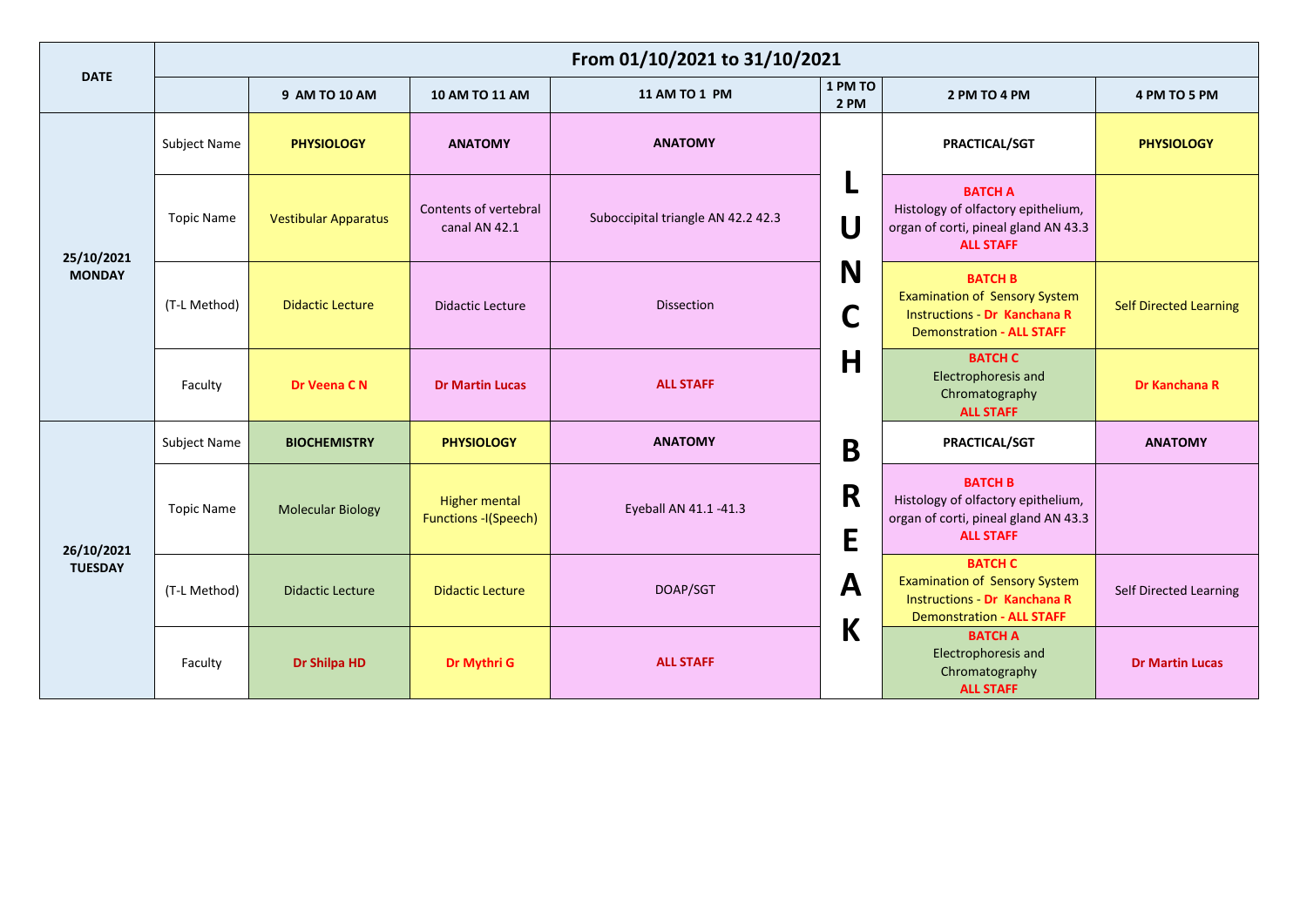| DATE | From 01/10/2021 to 31/10/2021 | | | | | | |
|---|---|---|---|---|---|---|---|
| | | 9 AM TO 10 AM | 10 AM TO 11 AM | 11 AM TO 1 PM | 1 PM TO 2 PM | 2 PM TO 4 PM | 4 PM TO 5 PM |
| 25/10/2021 MONDAY | Subject Name | **PHYSIOLOGY** | **ANATOMY** | **ANATOMY** | LUNCH BREAK | **PRACTICAL/SGT** | **PHYSIOLOGY** |
| | Topic Name | Vestibular Apparatus | Contents of vertebral canal AN 42.1 | Suboccipital triangle AN 42.2 42.3 | | **BATCH A** Histology of olfactory epithelium, organ of corti, pineal gland AN 43.3 **ALL STAFF** | |
| | (T-L Method) | Didactic Lecture | Didactic Lecture | Dissection | | **BATCH B** Examination of Sensory System Instructions - **Dr Kanchana R** Demonstration - **ALL STAFF** | Self Directed Learning |
| | Faculty | **Dr Veena C N** | **Dr Martin Lucas** | **ALL STAFF** | | **BATCH C** Electrophoresis and Chromatography **ALL STAFF** | **Dr Kanchana R** |
| 26/10/2021 TUESDAY | Subject Name | **BIOCHEMISTRY** | **PHYSIOLOGY** | **ANATOMY** | | **PRACTICAL/SGT** | **ANATOMY** |
| | Topic Name | Molecular Biology | Higher mental Functions -I(Speech) | Eyeball AN 41.1 -41.3 | | **BATCH B** Histology of olfactory epithelium, organ of corti, pineal gland AN 43.3 **ALL STAFF** | |
| | (T-L Method) | Didactic Lecture | Didactic Lecture | DOAP/SGT | | **BATCH C** Examination of Sensory System Instructions - **Dr Kanchana R** Demonstration - **ALL STAFF** | Self Directed Learning |
| | Faculty | **Dr Shilpa HD** | **Dr Mythri G** | **ALL STAFF** | | **BATCH A** Electrophoresis and Chromatography **ALL STAFF** | **Dr Martin Lucas** |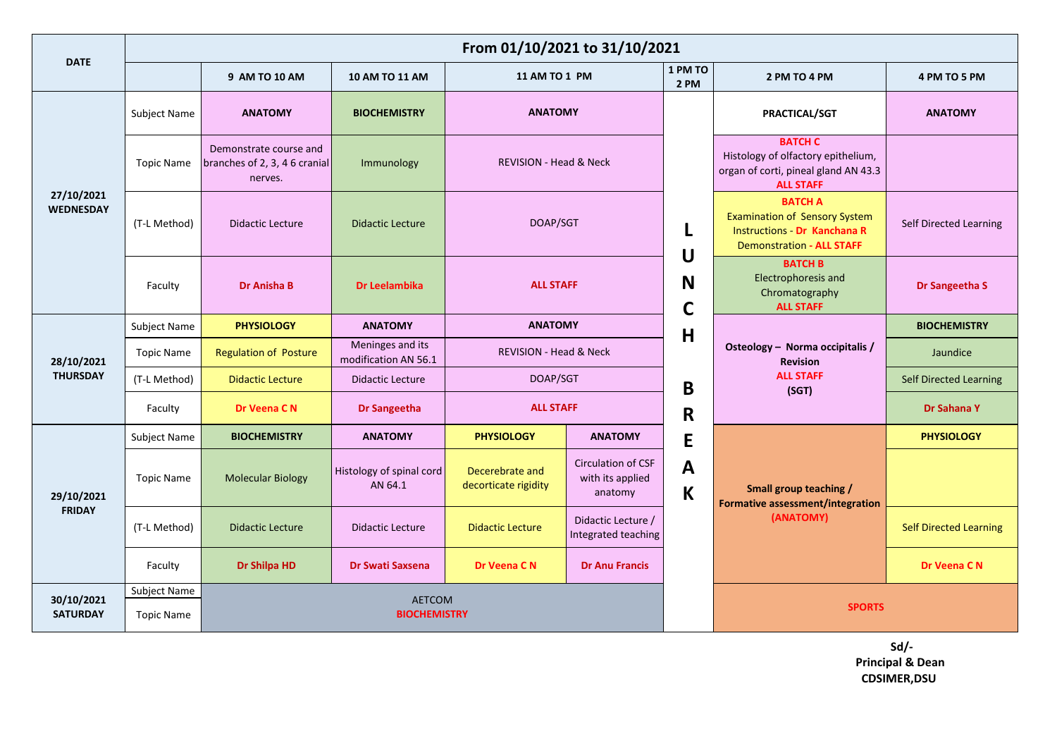| DATE | From 01/10/2021 to 31/10/2021 | | | | | | | |
|---|---|---|---|---|---|---|---|---|
| | | 9 AM TO 10 AM | 10 AM TO 11 AM | 11 AM TO 1 PM | | 1 PM TO 2 PM | 2 PM TO 4 PM | 4 PM TO 5 PM |
| 27/10/2021 WEDNESDAY | Subject Name | ANATOMY | BIOCHEMISTRY | ANATOMY | | LUNCH BREAK | PRACTICAL/SGT | ANATOMY |
| | Topic Name | Demonstrate course and branches of 2, 3, 4 6 cranial nerves. | Immunology | REVISION - Head & Neck | | | BATCH C Histology of olfactory epithelium, organ of corti, pineal gland AN 43.3 ALL STAFF | |
| | (T-L Method) | Didactic Lecture | Didactic Lecture | DOAP/SGT | | | BATCH A Examination of Sensory System Instructions - Dr Kanchana R Demonstration - ALL STAFF | Self Directed Learning |
| | Faculty | Dr Anisha B | Dr Leelambika | ALL STAFF | | | BATCH B Electrophoresis and Chromatography ALL STAFF | Dr Sangeetha S |
| 28/10/2021 THURSDAY | Subject Name | PHYSIOLOGY | ANATOMY | ANATOMY | | | Osteology – Norma occipitalis / Revision ALL STAFF (SGT) | BIOCHEMISTRY |
| | Topic Name | Regulation of Posture | Meninges and its modification AN 56.1 | REVISION - Head & Neck | | | | Jaundice |
| | (T-L Method) | Didactic Lecture | Didactic Lecture | DOAP/SGT | | | | Self Directed Learning |
| | Faculty | Dr Veena C N | Dr Sangeetha | ALL STAFF | | | | Dr Sahana Y |
| 29/10/2021 FRIDAY | Subject Name | BIOCHEMISTRY | ANATOMY | PHYSIOLOGY | ANATOMY | | Small group teaching / Formative assessment/integration (ANATOMY) | PHYSIOLOGY |
| | Topic Name | Molecular Biology | Histology of spinal cord AN 64.1 | Decerebrate and decorticate rigidity | Circulation of CSF with its applied anatomy | | | |
| | (T-L Method) | Didactic Lecture | Didactic Lecture | Didactic Lecture | Didactic Lecture / Integrated teaching | | | Self Directed Learning |
| | Faculty | Dr Shilpa HD | Dr Swati Saxsena | Dr Veena C N | Dr Anu Francis | | | Dr Veena C N |
| 30/10/2021 SATURDAY | Subject Name | AETCOM BIOCHEMISTRY | | | | | SPORTS | |
| | Topic Name | | | | | | | |

Sd/-
**Principal & Dean**
**CDSIMER,DSU**